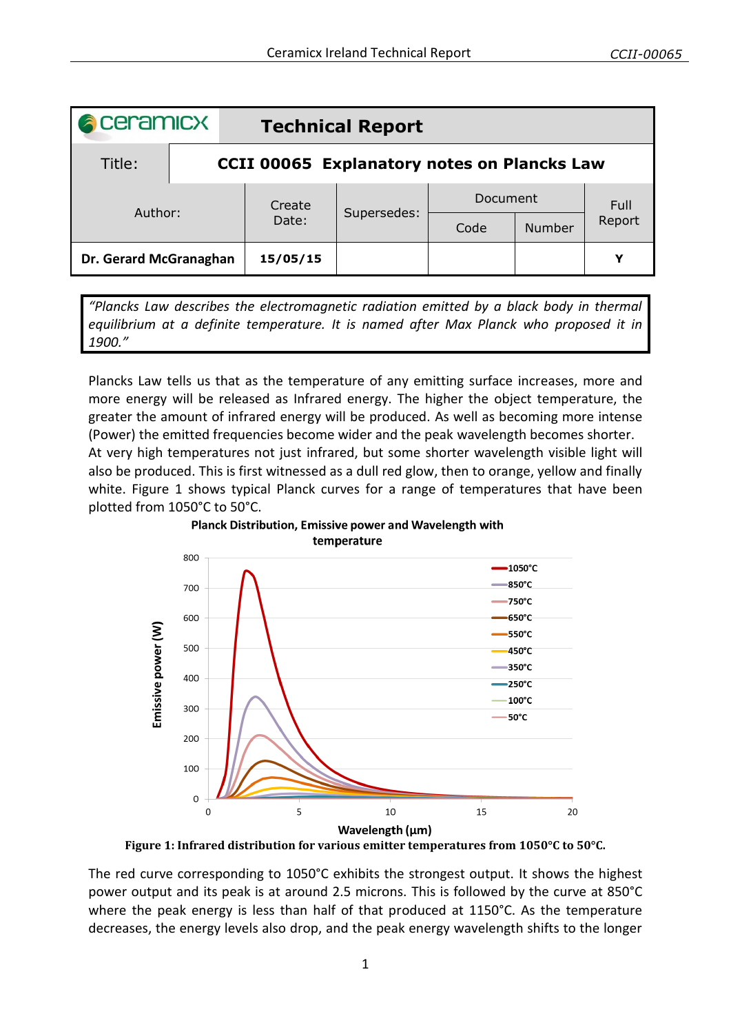| ceramicx | Technical Report | | | | |
|---|---|---|---|---|---|
| Title: | CCII 00065 Explanatory notes on Plancks Law | | | | |
| Author: | Create Date: | Supersedes: | Document | | Full Report |
| | | | Code | Number | |
| Dr. Gerard McGranaghan | 15/05/15 | | | | Y |

> *"Plancks Law describes the electromagnetic radiation emitted by a black body in thermal equilibrium at a definite temperature. It is named after Max Planck who proposed it in 1900."*

Plancks Law tells us that as the temperature of any emitting surface increases, more and more energy will be released as Infrared energy. The higher the object temperature, the greater the amount of infrared energy will be produced. As well as becoming more intense (Power) the emitted frequencies become wider and the peak wavelength becomes shorter. At very high temperatures not just infrared, but some shorter wavelength visible light will also be produced. This is first witnessed as a dull red glow, then to orange, yellow and finally white. Figure 1 shows typical Planck curves for a range of temperatures that have been plotted from 1050°C to 50°C.

**Planck Distribution, Emissive power and Wavelength with temperature**

**Figure 1: Infrared distribution for various emitter temperatures from 1050°C to 50°C.**

The red curve corresponding to 1050°C exhibits the strongest output. It shows the highest power output and its peak is at around 2.5 microns. This is followed by the curve at 850°C where the peak energy is less than half of that produced at 1150°C. As the temperature decreases, the energy levels also drop, and the peak energy wavelength shifts to the longer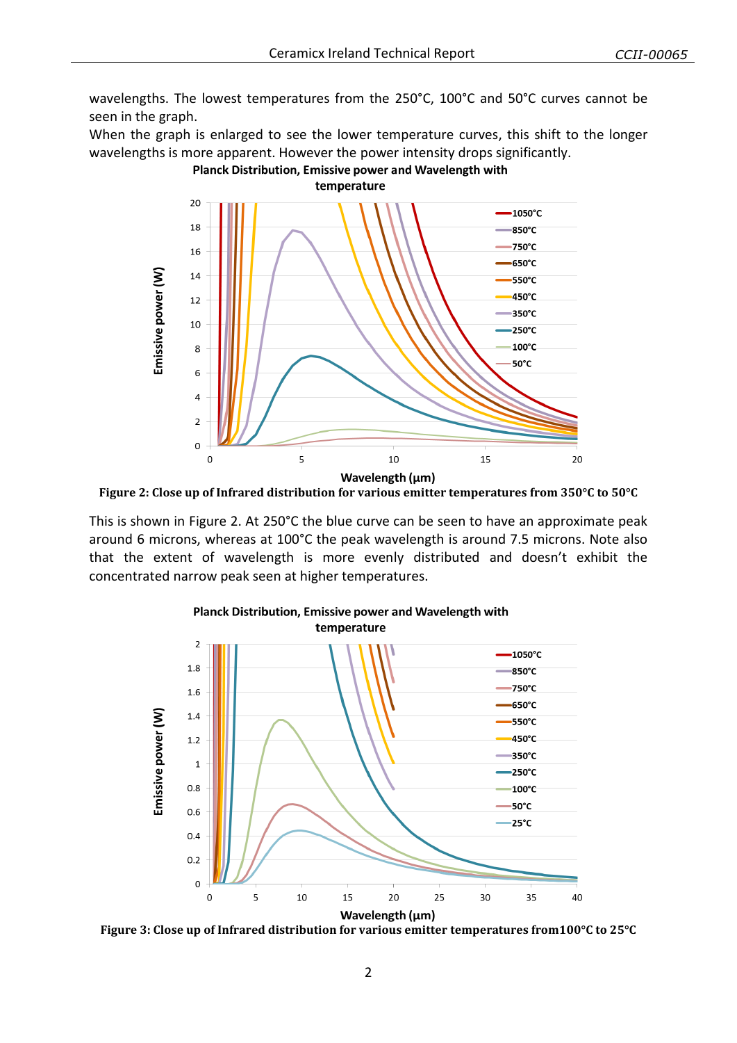wavelengths. The lowest temperatures from the 250°C, 100°C and 50°C curves cannot be seen in the graph.

When the graph is enlarged to see the lower temperature curves, this shift to the longer wavelengths is more apparent. However the power intensity drops significantly.

**Figure 2: Close up of Infrared distribution for various emitter temperatures from 350°C to 50°C**

This is shown in Figure 2. At 250°C the blue curve can be seen to have an approximate peak around 6 microns, whereas at 100°C the peak wavelength is around 7.5 microns. Note also that the extent of wavelength is more evenly distributed and doesn't exhibit the concentrated narrow peak seen at higher temperatures.

**Figure 3: Close up of Infrared distribution for various emitter temperatures from100°C to 25°C**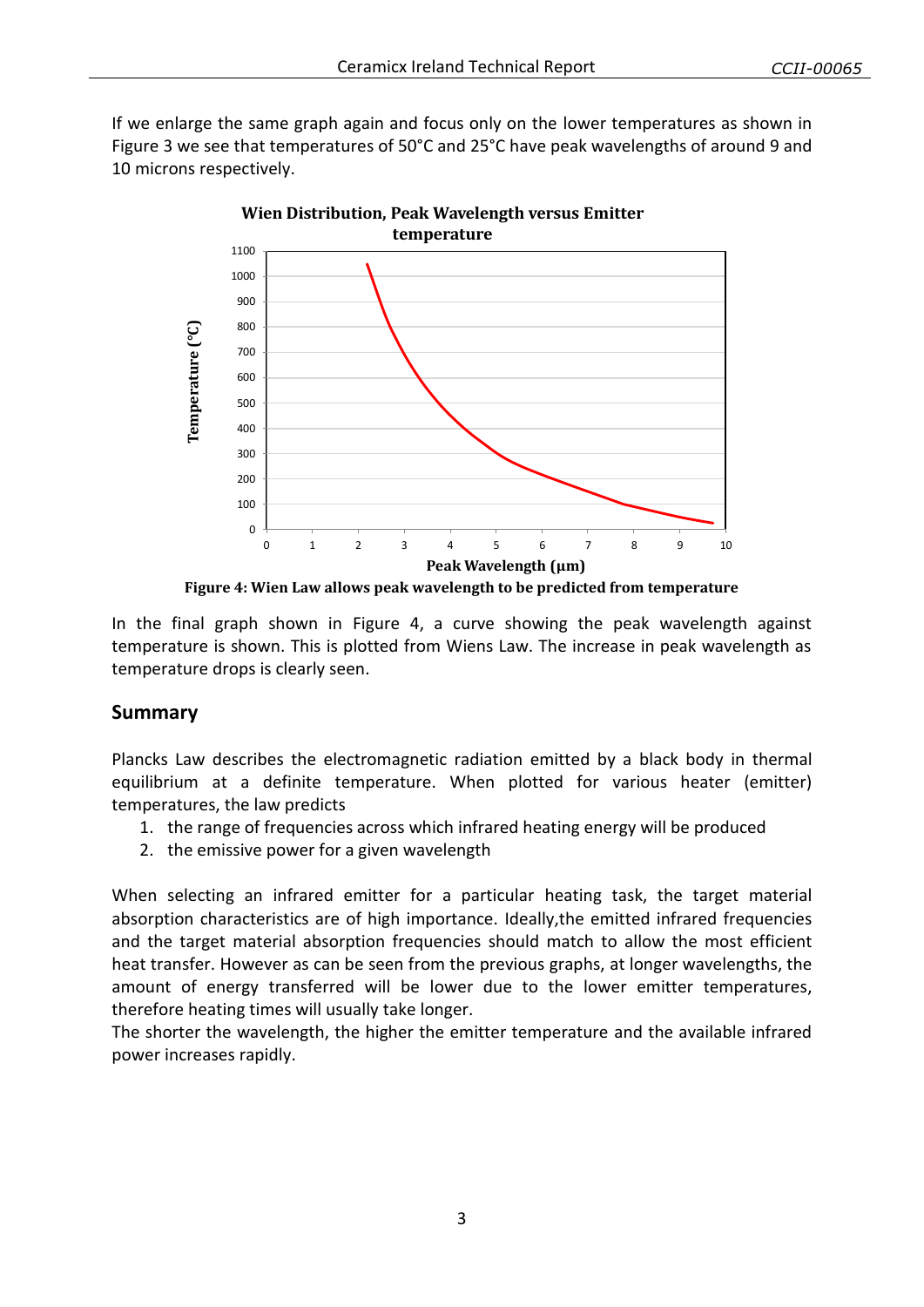If we enlarge the same graph again and focus only on the lower temperatures as shown in Figure 3 we see that temperatures of 50°C and 25°C have peak wavelengths of around 9 and 10 microns respectively.

Wien Distribution, Peak Wavelength versus Emitter temperature

Temperature (°C)

1100
1000
900
800
700
600
500
400
300
200
100
0

0 1 2 3 4 5 6 7 8 9 10

Peak Wavelength (μm)

**Figure 4: Wien Law allows peak wavelength to be predicted from temperature**

In the final graph shown in Figure 4, a curve showing the peak wavelength against temperature is shown. This is plotted from Wiens Law. The increase in peak wavelength as temperature drops is clearly seen.

## Summary

Plancks Law describes the electromagnetic radiation emitted by a black body in thermal equilibrium at a definite temperature. When plotted for various heater (emitter) temperatures, the law predicts

1. the range of frequencies across which infrared heating energy will be produced
2. the emissive power for a given wavelength

When selecting an infrared emitter for a particular heating task, the target material absorption characteristics are of high importance. Ideally,the emitted infrared frequencies and the target material absorption frequencies should match to allow the most efficient heat transfer. However as can be seen from the previous graphs, at longer wavelengths, the amount of energy transferred will be lower due to the lower emitter temperatures, therefore heating times will usually take longer.

The shorter the wavelength, the higher the emitter temperature and the available infrared power increases rapidly.